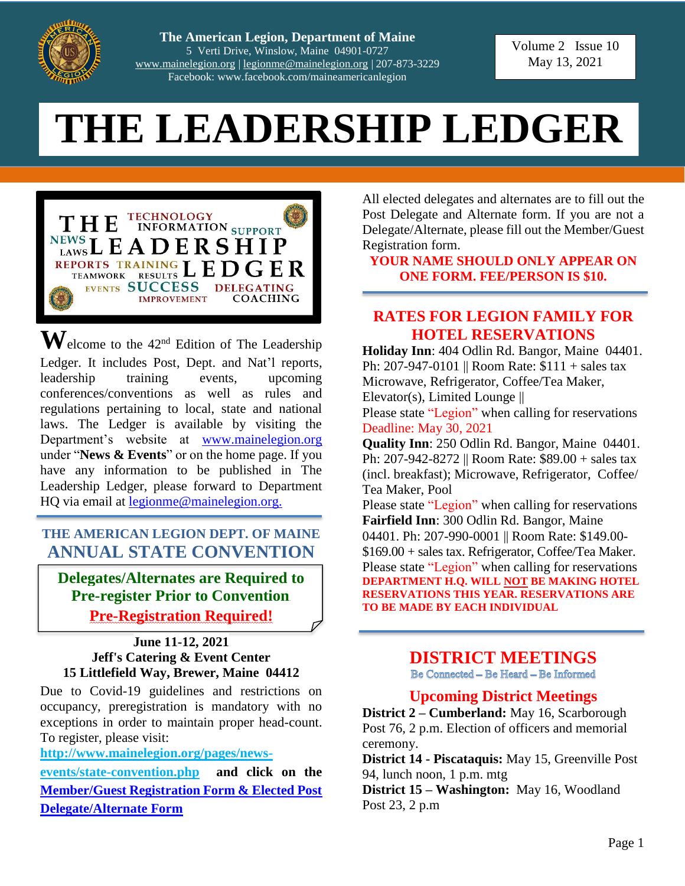The American Legion, Department of Maine
5 Verti Drive, Winslow, Maine 04901-0727
www.mainelegion.org | legionme@mainelegion.org | 207-873-3229
Facebook: www.facebook.com/maineamericanlegion

Volume 2 Issue 10
May 13, 2021

# THE LEADERSHIP LEDGER

THE LEADERSHIP LEDGER — TECHNOLOGY INFORMATION SUPPORT NEWS LAWS REPORTS TRAINING TEAMWORK RESULTS EVENTS SUCCESS DELEGATING IMPROVEMENT COACHING

**W**elcome to the 42nd Edition of The Leadership Ledger. It includes Post, Dept. and Nat'l reports, leadership training events, upcoming conferences/conventions as well as rules and regulations pertaining to local, state and national laws. The Ledger is available by visiting the Department's website at www.mainelegion.org under "**News & Events**" or on the home page. If you have any information to be published in The Leadership Ledger, please forward to Department HQ via email at legionme@mainelegion.org.

## THE AMERICAN LEGION DEPT. OF MAINE ANNUAL STATE CONVENTION

**Delegates/Alternates are Required to Pre-register Prior to Convention**

**Pre-Registration Required!**

**June 11-12, 2021**
**Jeff's Catering & Event Center**
**15 Littlefield Way, Brewer, Maine 04412**

Due to Covid-19 guidelines and restrictions on occupancy, preregistration is mandatory with no exceptions in order to maintain proper head-count. To register, please visit: **http://www.mainelegion.org/pages/news-events/state-convention.php** **and click on the Member/Guest Registration Form & Elected Post Delegate/Alternate Form**

All elected delegates and alternates are to fill out the Post Delegate and Alternate form. If you are not a Delegate/Alternate, please fill out the Member/Guest Registration form.

**YOUR NAME SHOULD ONLY APPEAR ON ONE FORM. FEE/PERSON IS $10.**

## RATES FOR LEGION FAMILY FOR HOTEL RESERVATIONS

**Holiday Inn**: 404 Odlin Rd. Bangor, Maine 04401. Ph: 207-947-0101 || Room Rate: $111 + sales tax Microwave, Refrigerator, Coffee/Tea Maker, Elevator(s), Limited Lounge ||
Please state "Legion" when calling for reservations
Deadline: May 30, 2021

**Quality Inn**: 250 Odlin Rd. Bangor, Maine 04401. Ph: 207-942-8272 || Room Rate: $89.00 + sales tax (incl. breakfast); Microwave, Refrigerator, Coffee/Tea Maker, Pool
Please state "Legion" when calling for reservations

**Fairfield Inn**: 300 Odlin Rd. Bangor, Maine 04401. Ph: 207-990-0001 || Room Rate: $149.00-$169.00 + sales tax. Refrigerator, Coffee/Tea Maker.
Please state "Legion" when calling for reservations

**DEPARTMENT H.Q. WILL NOT BE MAKING HOTEL RESERVATIONS THIS YEAR. RESERVATIONS ARE TO BE MADE BY EACH INDIVIDUAL**

## DISTRICT MEETINGS

Be Connected – Be Heard – Be Informed

### Upcoming District Meetings

**District 2 – Cumberland:** May 16, Scarborough Post 76, 2 p.m. Election of officers and memorial ceremony.

**District 14 - Piscataquis:** May 15, Greenville Post 94, lunch noon, 1 p.m. mtg

**District 15 – Washington:** May 16, Woodland Post 23, 2 p.m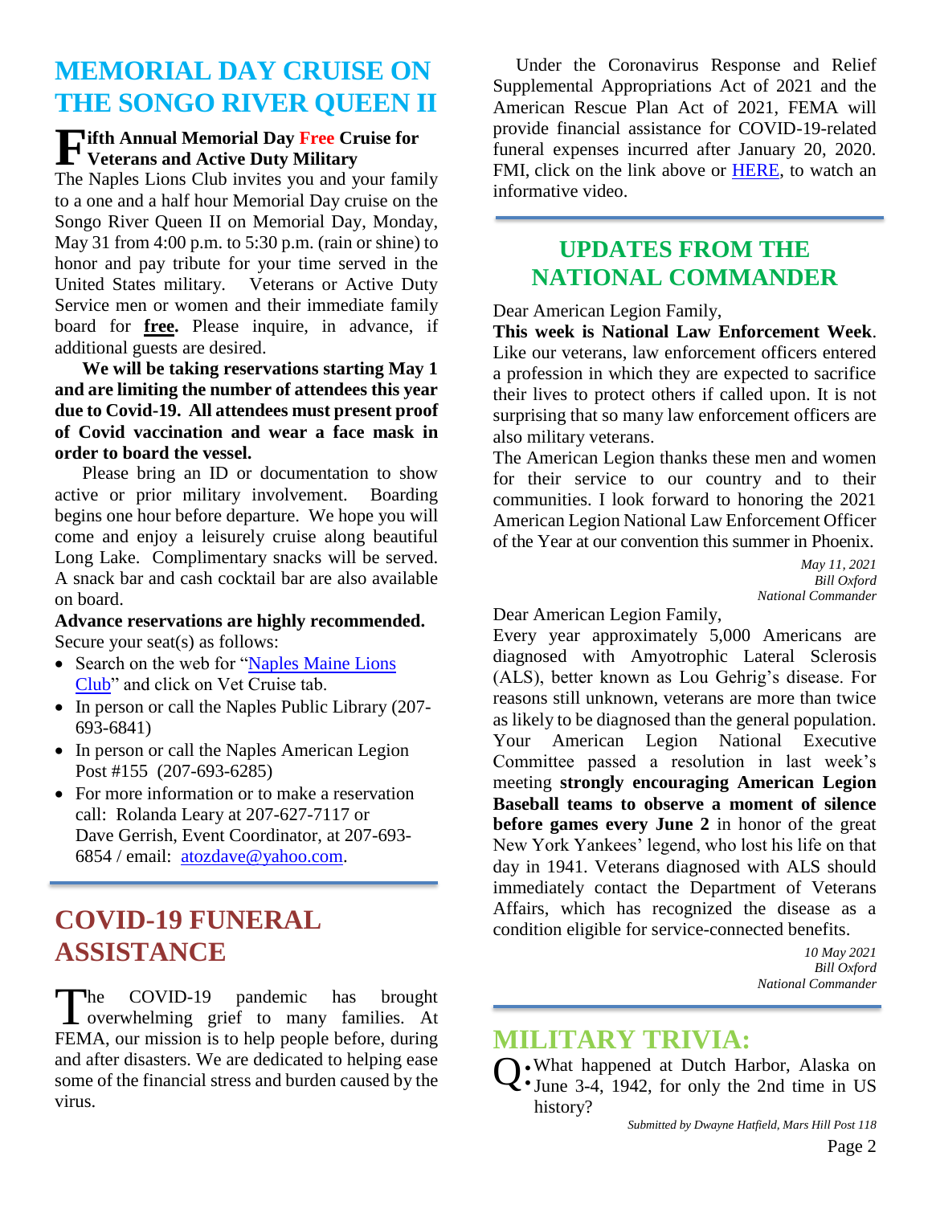# MEMORIAL DAY CRUISE ON THE SONGO RIVER QUEEN II

**Fifth Annual Memorial Day Free Cruise for Veterans and Active Duty Military**

The Naples Lions Club invites you and your family to a one and a half hour Memorial Day cruise on the Songo River Queen II on Memorial Day, Monday, May 31 from 4:00 p.m. to 5:30 p.m. (rain or shine) to honor and pay tribute for your time served in the United States military. Veterans or Active Duty Service men or women and their immediate family board for **free.** Please inquire, in advance, if additional guests are desired.

**We will be taking reservations starting May 1 and are limiting the number of attendees this year due to Covid-19. All attendees must present proof of Covid vaccination and wear a face mask in order to board the vessel.**

Please bring an ID or documentation to show active or prior military involvement. Boarding begins one hour before departure. We hope you will come and enjoy a leisurely cruise along beautiful Long Lake. Complimentary snacks will be served. A snack bar and cash cocktail bar are also available on board.

**Advance reservations are highly recommended.** Secure your seat(s) as follows:

- Search on the web for "Naples Maine Lions Club" and click on Vet Cruise tab.
- In person or call the Naples Public Library (207-693-6841)
- In person or call the Naples American Legion Post #155 (207-693-6285)
- For more information or to make a reservation call: Rolanda Leary at 207-627-7117 or Dave Gerrish, Event Coordinator, at 207-693-6854 / email: atozdave@yahoo.com.

# COVID-19 FUNERAL ASSISTANCE

The COVID-19 pandemic has brought overwhelming grief to many families. At FEMA, our mission is to help people before, during and after disasters. We are dedicated to helping ease some of the financial stress and burden caused by the virus.

Under the Coronavirus Response and Relief Supplemental Appropriations Act of 2021 and the American Rescue Plan Act of 2021, FEMA will provide financial assistance for COVID-19-related funeral expenses incurred after January 20, 2020. FMI, click on the link above or HERE, to watch an informative video.

# UPDATES FROM THE NATIONAL COMMANDER

Dear American Legion Family,

**This week is National Law Enforcement Week**. Like our veterans, law enforcement officers entered a profession in which they are expected to sacrifice their lives to protect others if called upon. It is not surprising that so many law enforcement officers are also military veterans.

The American Legion thanks these men and women for their service to our country and to their communities. I look forward to honoring the 2021 American Legion National Law Enforcement Officer of the Year at our convention this summer in Phoenix.

*May 11, 2021*
*Bill Oxford*
*National Commander*

Dear American Legion Family,

Every year approximately 5,000 Americans are diagnosed with Amyotrophic Lateral Sclerosis (ALS), better known as Lou Gehrig's disease. For reasons still unknown, veterans are more than twice as likely to be diagnosed than the general population. Your American Legion National Executive Committee passed a resolution in last week's meeting **strongly encouraging American Legion Baseball teams to observe a moment of silence before games every June 2** in honor of the great New York Yankees' legend, who lost his life on that day in 1941. Veterans diagnosed with ALS should immediately contact the Department of Veterans Affairs, which has recognized the disease as a condition eligible for service-connected benefits.

*10 May 2021*
*Bill Oxford*
*National Commander*

# MILITARY TRIVIA:

Q: What happened at Dutch Harbor, Alaska on June 3-4, 1942, for only the 2nd time in US history?

*Submitted by Dwayne Hatfield, Mars Hill Post 118*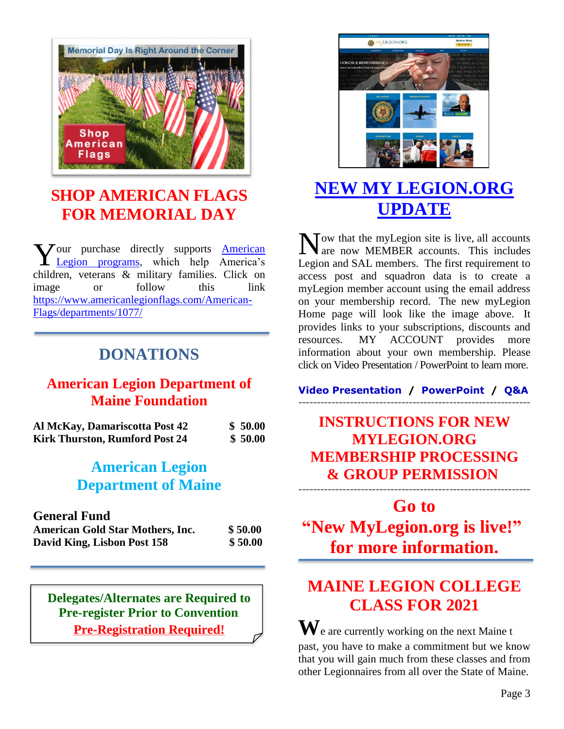## SHOP AMERICAN FLAGS FOR MEMORIAL DAY

Your purchase directly supports American Legion programs, which help America's children, veterans & military families. Click on image or follow this link https://www.americanlegionflags.com/American-Flags/departments/1077/

## DONATIONS

### American Legion Department of Maine Foundation

| | |
|---|---|
| **Al McKay, Damariscotta Post 42** | **$ 50.00** |
| **Kirk Thurston, Rumford Post 24** | **$ 50.00** |

### American Legion Department of Maine

**General Fund**

| | |
|---|---|
| **American Gold Star Mothers, Inc.** | **$ 50.00** |
| **David King, Lisbon Post 158** | **$ 50.00** |

**Delegates/Alternates are Required to Pre-register Prior to Convention**

**Pre-Registration Required!**

## NEW MY LEGION.ORG UPDATE

Now that the myLegion site is live, all accounts are now MEMBER accounts. This includes Legion and SAL members. The first requirement to access post and squadron data is to create a myLegion member account using the email address on your membership record. The new myLegion Home page will look like the image above. It provides links to your subscriptions, discounts and resources. MY ACCOUNT provides more information about your own membership. Please click on Video Presentation / PowerPoint to learn more.

**Video Presentation / PowerPoint / Q&A**

---

## INSTRUCTIONS FOR NEW MYLEGION.ORG MEMBERSHIP PROCESSING & GROUP PERMISSION

---

**Go to "New MyLegion.org is live!" for more information.**

## MAINE LEGION COLLEGE CLASS FOR 2021

We are currently working on the next Maine t past, you have to make a commitment but we know that you will gain much from these classes and from other Legionnaires from all over the State of Maine.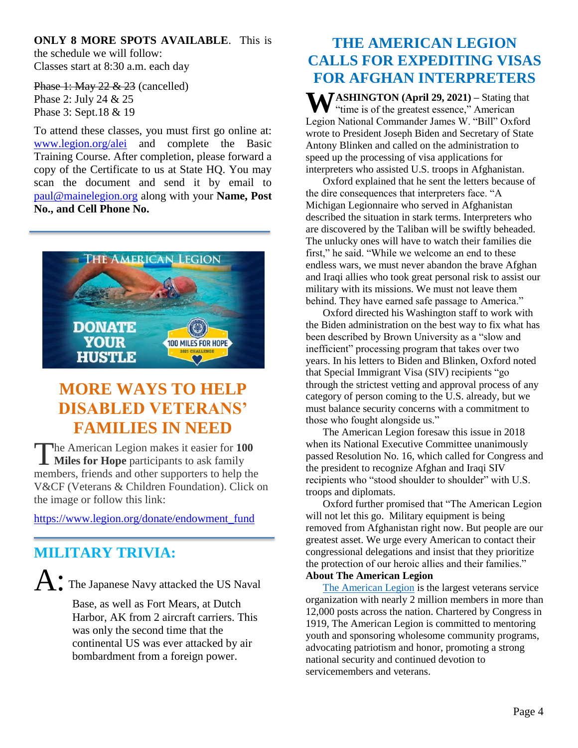**ONLY 8 MORE SPOTS AVAILABLE**. This is the schedule we will follow:
Classes start at 8:30 a.m. each day

~~Phase 1: May 22 & 23~~ (cancelled)
Phase 2: July 24 & 25
Phase 3: Sept.18 & 19

To attend these classes, you must first go online at: www.legion.org/alei and complete the Basic Training Course. After completion, please forward a copy of the Certificate to us at State HQ. You may scan the document and send it by email to paul@mainelegion.org along with your **Name, Post No., and Cell Phone No.**

## MORE WAYS TO HELP DISABLED VETERANS' FAMILIES IN NEED

The American Legion makes it easier for **100 Miles for Hope** participants to ask family members, friends and other supporters to help the V&CF (Veterans & Children Foundation). Click on the image or follow this link:

https://www.legion.org/donate/endowment_fund

## MILITARY TRIVIA:

A: The Japanese Navy attacked the US Naval Base, as well as Fort Mears, at Dutch Harbor, AK from 2 aircraft carriers. This was only the second time that the continental US was ever attacked by air bombardment from a foreign power.

## THE AMERICAN LEGION CALLS FOR EXPEDITING VISAS FOR AFGHAN INTERPRETERS

**WASHINGTON (April 29, 2021) –** Stating that "time is of the greatest essence," American Legion National Commander James W. "Bill" Oxford wrote to President Joseph Biden and Secretary of State Antony Blinken and called on the administration to speed up the processing of visa applications for interpreters who assisted U.S. troops in Afghanistan.

Oxford explained that he sent the letters because of the dire consequences that interpreters face. "A Michigan Legionnaire who served in Afghanistan described the situation in stark terms. Interpreters who are discovered by the Taliban will be swiftly beheaded. The unlucky ones will have to watch their families die first," he said. "While we welcome an end to these endless wars, we must never abandon the brave Afghan and Iraqi allies who took great personal risk to assist our military with its missions. We must not leave them behind. They have earned safe passage to America."

Oxford directed his Washington staff to work with the Biden administration on the best way to fix what has been described by Brown University as a "slow and inefficient" processing program that takes over two years. In his letters to Biden and Blinken, Oxford noted that Special Immigrant Visa (SIV) recipients "go through the strictest vetting and approval process of any category of person coming to the U.S. already, but we must balance security concerns with a commitment to those who fought alongside us."

The American Legion foresaw this issue in 2018 when its National Executive Committee unanimously passed Resolution No. 16, which called for Congress and the president to recognize Afghan and Iraqi SIV recipients who "stood shoulder to shoulder" with U.S. troops and diplomats.

Oxford further promised that "The American Legion will not let this go. Military equipment is being removed from Afghanistan right now. But people are our greatest asset. We urge every American to contact their congressional delegations and insist that they prioritize the protection of our heroic allies and their families."

**About The American Legion**

The American Legion is the largest veterans service organization with nearly 2 million members in more than 12,000 posts across the nation. Chartered by Congress in 1919, The American Legion is committed to mentoring youth and sponsoring wholesome community programs, advocating patriotism and honor, promoting a strong national security and continued devotion to servicemembers and veterans.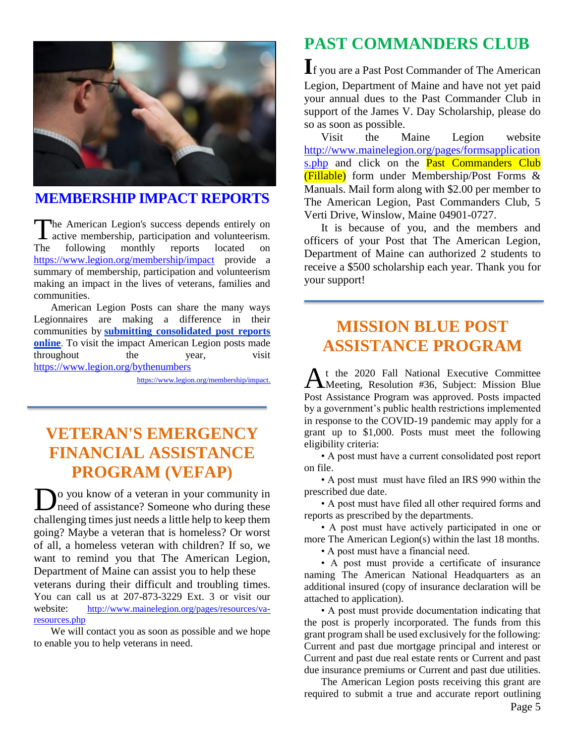## MEMBERSHIP IMPACT REPORTS

The American Legion's success depends entirely on active membership, participation and volunteerism. The following monthly reports located on https://www.legion.org/membership/impact provide a summary of membership, participation and volunteerism making an impact in the lives of veterans, families and communities.

American Legion Posts can share the many ways Legionnaires are making a difference in their communities by **submitting consolidated post reports online**. To visit the impact American Legion posts made throughout the year, visit https://www.legion.org/bythenumbers

https://www.legion.org/membership/impact.

## VETERAN'S EMERGENCY FINANCIAL ASSISTANCE PROGRAM (VEFAP)

Do you know of a veteran in your community in need of assistance? Someone who during these challenging times just needs a little help to keep them going? Maybe a veteran that is homeless? Or worst of all, a homeless veteran with children? If so, we want to remind you that The American Legion, Department of Maine can assist you to help these veterans during their difficult and troubling times. You can call us at 207-873-3229 Ext. 3 or visit our website: http://www.mainelegion.org/pages/resources/va-resources.php

We will contact you as soon as possible and we hope to enable you to help veterans in need.

## PAST COMMANDERS CLUB

If you are a Past Post Commander of The American Legion, Department of Maine and have not yet paid your annual dues to the Past Commander Club in support of the James V. Day Scholarship, please do so as soon as possible.

Visit the Maine Legion website http://www.mainelegion.org/pages/formsapplications.php and click on the Past Commanders Club (Fillable) form under Membership/Post Forms & Manuals. Mail form along with $2.00 per member to The American Legion, Past Commanders Club, 5 Verti Drive, Winslow, Maine 04901-0727.

It is because of you, and the members and officers of your Post that The American Legion, Department of Maine can authorized 2 students to receive a $500 scholarship each year. Thank you for your support!

## MISSION BLUE POST ASSISTANCE PROGRAM

At the 2020 Fall National Executive Committee Meeting, Resolution #36, Subject: Mission Blue Post Assistance Program was approved. Posts impacted by a government's public health restrictions implemented in response to the COVID-19 pandemic may apply for a grant up to $1,000. Posts must meet the following eligibility criteria:

- A post must have a current consolidated post report on file.
- A post must must have filed an IRS 990 within the prescribed due date.
- A post must have filed all other required forms and reports as prescribed by the departments.
- A post must have actively participated in one or more The American Legion(s) within the last 18 months.
- A post must have a financial need.
- A post must provide a certificate of insurance naming The American National Headquarters as an additional insured (copy of insurance declaration will be attached to application).
- A post must provide documentation indicating that the post is properly incorporated. The funds from this grant program shall be used exclusively for the following: Current and past due mortgage principal and interest or Current and past due real estate rents or Current and past due insurance premiums or Current and past due utilities.

The American Legion posts receiving this grant are required to submit a true and accurate report outlining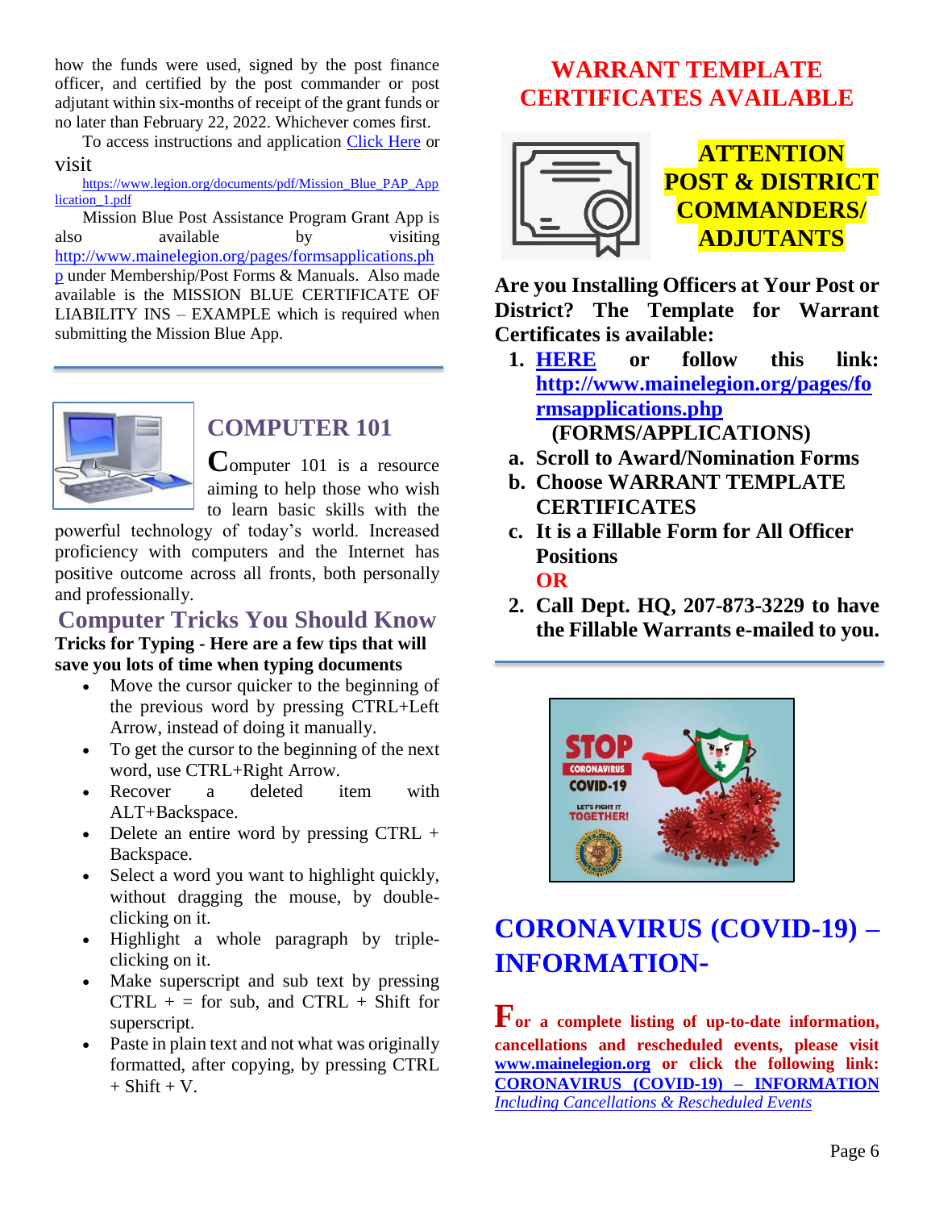how the funds were used, signed by the post finance officer, and certified by the post commander or post adjutant within six-months of receipt of the grant funds or no later than February 22, 2022. Whichever comes first.

To access instructions and application Click Here or visit https://www.legion.org/documents/pdf/Mission_Blue_PAP_Application_1.pdf

Mission Blue Post Assistance Program Grant App is also available by visiting http://www.mainelegion.org/pages/formsapplications.php under Membership/Post Forms & Manuals. Also made available is the MISSION BLUE CERTIFICATE OF LIABILITY INS – EXAMPLE which is required when submitting the Mission Blue App.

## COMPUTER 101

Computer 101 is a resource aiming to help those who wish to learn basic skills with the powerful technology of today's world. Increased proficiency with computers and the Internet has positive outcome across all fronts, both personally and professionally.

### Computer Tricks You Should Know

**Tricks for Typing - Here are a few tips that will save you lots of time when typing documents**

- Move the cursor quicker to the beginning of the previous word by pressing CTRL+Left Arrow, instead of doing it manually.
- To get the cursor to the beginning of the next word, use CTRL+Right Arrow.
- Recover a deleted item with ALT+Backspace.
- Delete an entire word by pressing CTRL + Backspace.
- Select a word you want to highlight quickly, without dragging the mouse, by double-clicking on it.
- Highlight a whole paragraph by triple-clicking on it.
- Make superscript and sub text by pressing CTRL + = for sub, and CTRL + Shift for superscript.
- Paste in plain text and not what was originally formatted, after copying, by pressing CTRL + Shift + V.

## WARRANT TEMPLATE CERTIFICATES AVAILABLE

**ATTENTION POST & DISTRICT COMMANDERS/ ADJUTANTS**

**Are you Installing Officers at Your Post or District? The Template for Warrant Certificates is available:**

1. **HERE or follow this link: http://www.mainelegion.org/pages/formsapplications.php (FORMS/APPLICATIONS)**
   - a. **Scroll to Award/Nomination Forms**
   - b. **Choose WARRANT TEMPLATE CERTIFICATES**
   - c. **It is a Fillable Form for All Officer Positions**

   **OR**
2. **Call Dept. HQ, 207-873-3229 to have the Fillable Warrants e-mailed to you.**

## CORONAVIRUS (COVID-19) – INFORMATION-

**For a complete listing of up-to-date information, cancellations and rescheduled events, please visit www.mainelegion.org or click the following link: CORONAVIRUS (COVID-19) – INFORMATION** *Including Cancellations & Rescheduled Events*